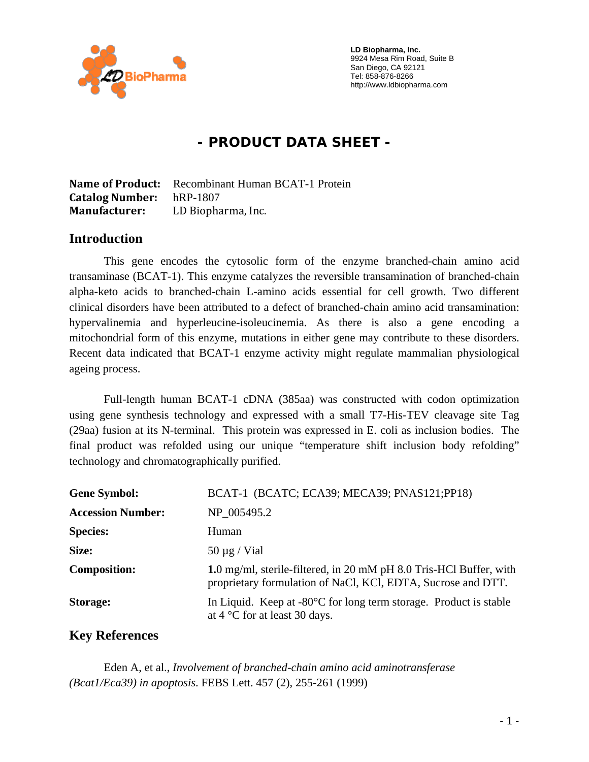**LD Biopharma, Inc.**
9924 Mesa Rim Road, Suite B
San Diego, CA 92121
Tel: 858-876-8266
http://www.ldbiopharma.com

# - PRODUCT DATA SHEET -

**Name of Product:** Recombinant Human BCAT-1 Protein
**Catalog Number:** hRP-1807
**Manufacturer:** LD Biopharma, Inc.

## Introduction

This gene encodes the cytosolic form of the enzyme branched-chain amino acid transaminase (BCAT-1). This enzyme catalyzes the reversible transamination of branched-chain alpha-keto acids to branched-chain L-amino acids essential for cell growth. Two different clinical disorders have been attributed to a defect of branched-chain amino acid transamination: hypervalinemia and hyperleucine-isoleucinemia. As there is also a gene encoding a mitochondrial form of this enzyme, mutations in either gene may contribute to these disorders. Recent data indicated that BCAT-1 enzyme activity might regulate mammalian physiological ageing process.

Full-length human BCAT-1 cDNA (385aa) was constructed with codon optimization using gene synthesis technology and expressed with a small T7-His-TEV cleavage site Tag (29aa) fusion at its N-terminal. This protein was expressed in E. coli as inclusion bodies. The final product was refolded using our unique "temperature shift inclusion body refolding" technology and chromatographically purified.

| | |
|---|---|
| **Gene Symbol:** | BCAT-1 (BCATC; ECA39; MECA39; PNAS121;PP18) |
| **Accession Number:** | NP_005495.2 |
| **Species:** | Human |
| **Size:** | 50 µg / Vial |
| **Composition:** | **1.**0 mg/ml, sterile-filtered, in 20 mM pH 8.0 Tris-HCl Buffer, with proprietary formulation of NaCl, KCl, EDTA, Sucrose and DTT. |
| **Storage:** | In Liquid. Keep at -80°C for long term storage. Product is stable at 4 °C for at least 30 days. |

## Key References

Eden A, et al., *Involvement of branched-chain amino acid aminotransferase (Bcat1/Eca39) in apoptosis*. FEBS Lett. 457 (2), 255-261 (1999)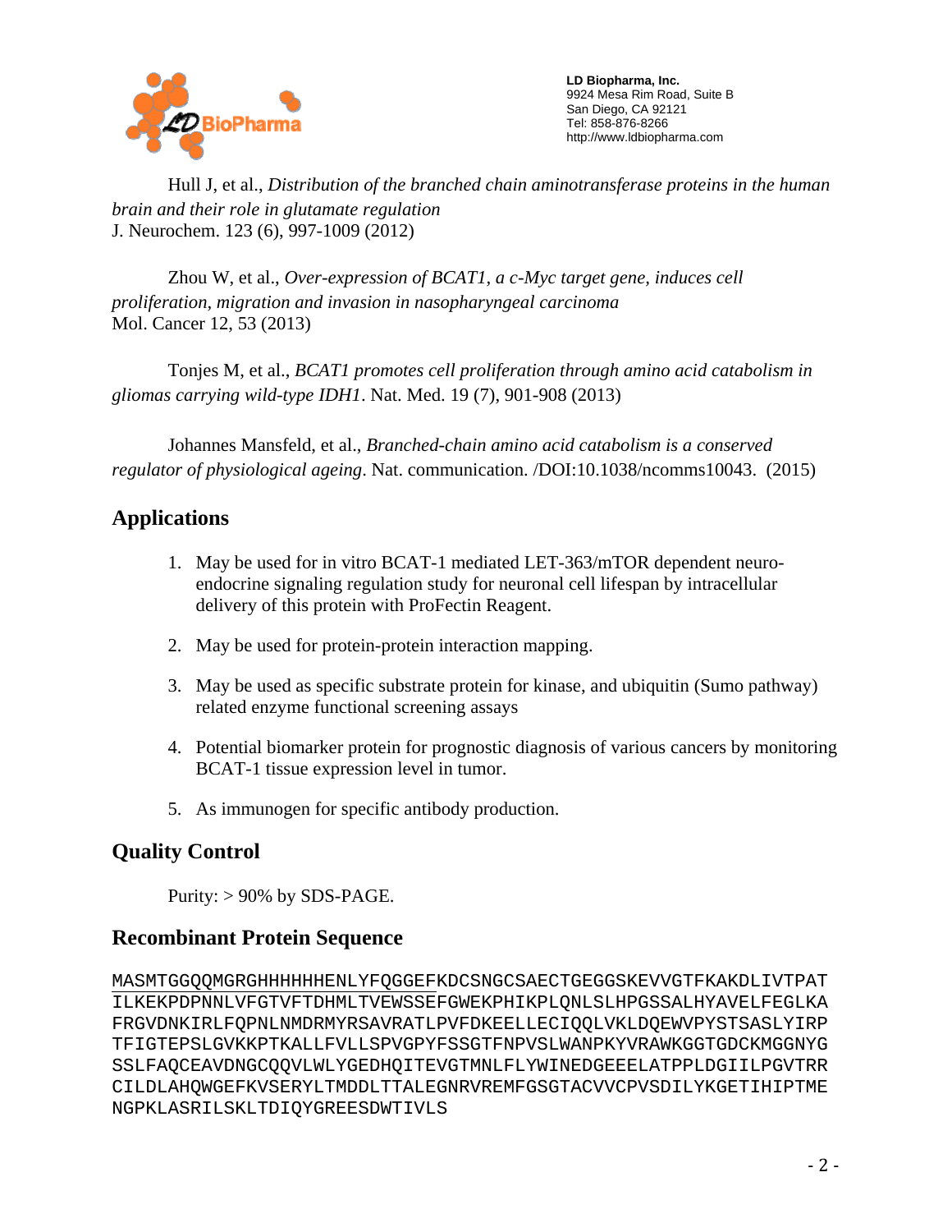Hull J, et al., *Distribution of the branched chain aminotransferase proteins in the human brain and their role in glutamate regulation*
J. Neurochem. 123 (6), 997-1009 (2012)

Zhou W, et al., *Over-expression of BCAT1, a c-Myc target gene, induces cell proliferation, migration and invasion in nasopharyngeal carcinoma*
Mol. Cancer 12, 53 (2013)

Tonjes M, et al., *BCAT1 promotes cell proliferation through amino acid catabolism in gliomas carrying wild-type IDH1*. Nat. Med. 19 (7), 901-908 (2013)

Johannes Mansfeld, et al., *Branched-chain amino acid catabolism is a conserved regulator of physiological ageing*. Nat. communication. /DOI:10.1038/ncomms10043. (2015)

## Applications

1. May be used for in vitro BCAT-1 mediated LET-363/mTOR dependent neuro-endocrine signaling regulation study for neuronal cell lifespan by intracellular delivery of this protein with ProFectin Reagent.

2. May be used for protein-protein interaction mapping.

3. May be used as specific substrate protein for kinase, and ubiquitin (Sumo pathway) related enzyme functional screening assays

4. Potential biomarker protein for prognostic diagnosis of various cancers by monitoring BCAT-1 tissue expression level in tumor.

5. As immunogen for specific antibody production.

## Quality Control

Purity: > 90% by SDS-PAGE.

## Recombinant Protein Sequence

```
MASMTGGQQMGRGHHHHHHENLYFQGGEFKDCSNGCSAECTGEGGSKEVVGTFKAKDLIVTPAT
ILKEKPDPNNLVFGTVFTDHMLTVEWSSEFGWEKPHIKPLQNLSLHPGSSALHYAVELFEGLKA
FRGVDNKIRLFQPNLNMDRMYRSAVRATLPVFDKEELLECIQQLVKLDQEWVPYSTSASLYIRP
TFIGTEPSLGVKKPTKALLFVLLSPVGPYFSSGTFNPVSLWANPKYVRAWKGGTGDCKMGGNYG
SSLFAQCEAVDNGCQQVLWLYGEDHQITEVGTMNLFLYWINEDGEEELATPPLDGIILPGVTRR
CILDLAHQWGEFKVSERYLTMDDLTTALEGNRVREMFGSGTACVVCPVSDILYKGETIHIPTME
NGPKLASRILSKLTDIQYGREESDWTIVLS
```